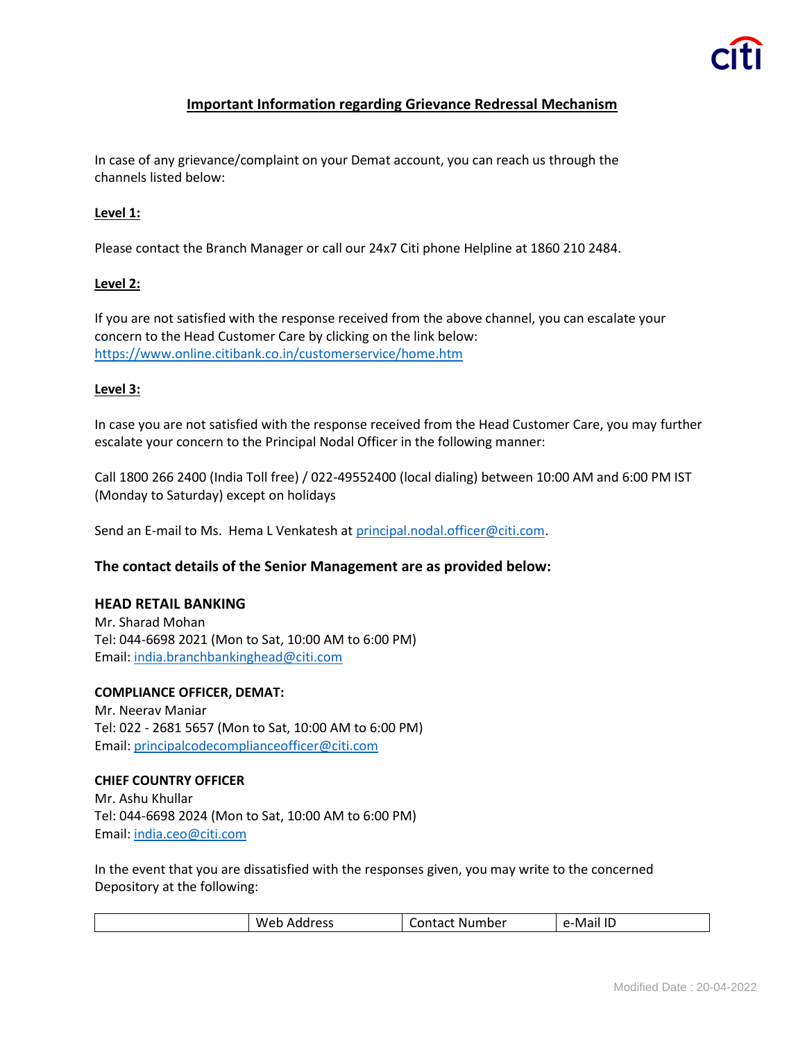# Important Information regarding Grievance Redressal Mechanism

In case of any grievance/complaint on your Demat account, you can reach us through the channels listed below:

**Level 1:**

Please contact the Branch Manager or call our 24x7 Citi phone Helpline at 1860 210 2484.

**Level 2:**

If you are not satisfied with the response received from the above channel, you can escalate your concern to the Head Customer Care by clicking on the link below:
https://www.online.citibank.co.in/customerservice/home.htm

**Level 3:**

In case you are not satisfied with the response received from the Head Customer Care, you may further escalate your concern to the Principal Nodal Officer in the following manner:

Call 1800 266 2400 (India Toll free) / 022-49552400 (local dialing) between 10:00 AM and 6:00 PM IST (Monday to Saturday) except on holidays

Send an E-mail to Ms. Hema L Venkatesh at principal.nodal.officer@citi.com.

## The contact details of the Senior Management are as provided below:

**HEAD RETAIL BANKING**
Mr. Sharad Mohan
Tel: 044-6698 2021 (Mon to Sat, 10:00 AM to 6:00 PM)
Email: india.branchbankinghead@citi.com

**COMPLIANCE OFFICER, DEMAT:**
Mr. Neerav Maniar
Tel: 022 - 2681 5657 (Mon to Sat, 10:00 AM to 6:00 PM)
Email: principalcodecomplianceofficer@citi.com

**CHIEF COUNTRY OFFICER**
Mr. Ashu Khullar
Tel: 044-6698 2024 (Mon to Sat, 10:00 AM to 6:00 PM)
Email: india.ceo@citi.com

In the event that you are dissatisfied with the responses given, you may write to the concerned Depository at the following:

| | Web Address | Contact Number | e-Mail ID |
|---|---|---|---|

Modified Date : 20-04-2022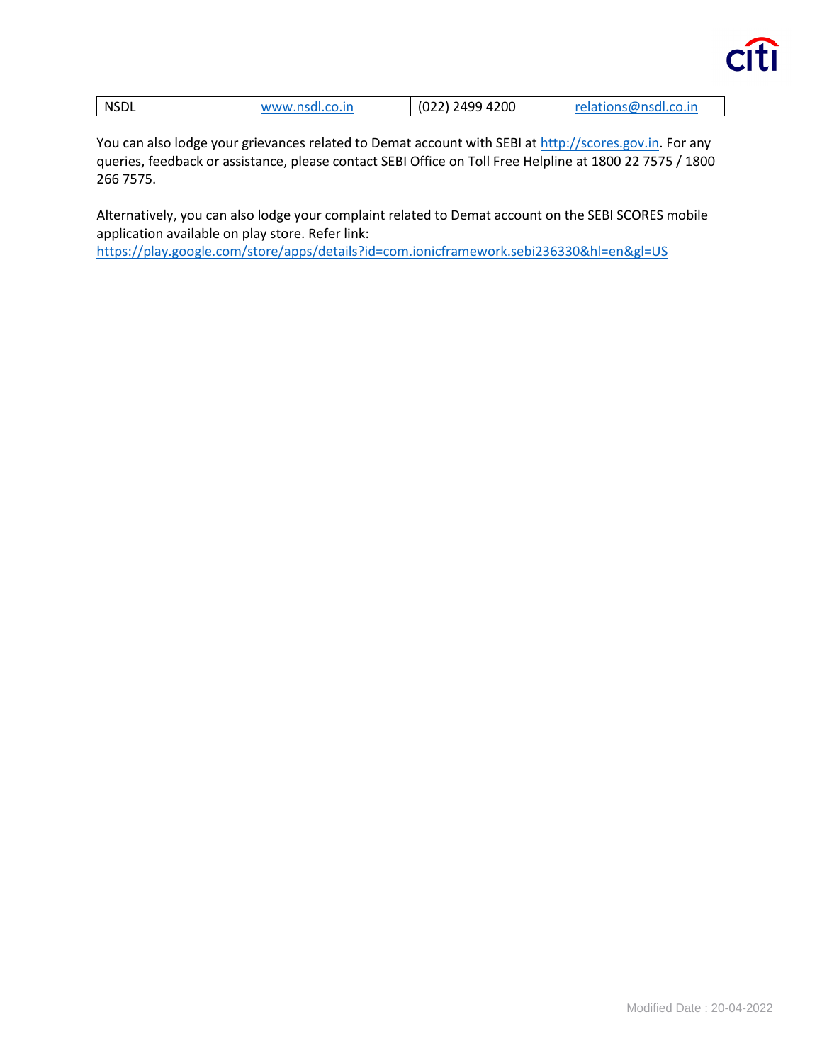| | | | |
|---|---|---|---|
| NSDL | www.nsdl.co.in | (022) 2499 4200 | relations@nsdl.co.in |

You can also lodge your grievances related to Demat account with SEBI at http://scores.gov.in. For any queries, feedback or assistance, please contact SEBI Office on Toll Free Helpline at 1800 22 7575 / 1800 266 7575.

Alternatively, you can also lodge your complaint related to Demat account on the SEBI SCORES mobile application available on play store. Refer link:
https://play.google.com/store/apps/details?id=com.ionicframework.sebi236330&hl=en&gl=US

Modified Date : 20-04-2022